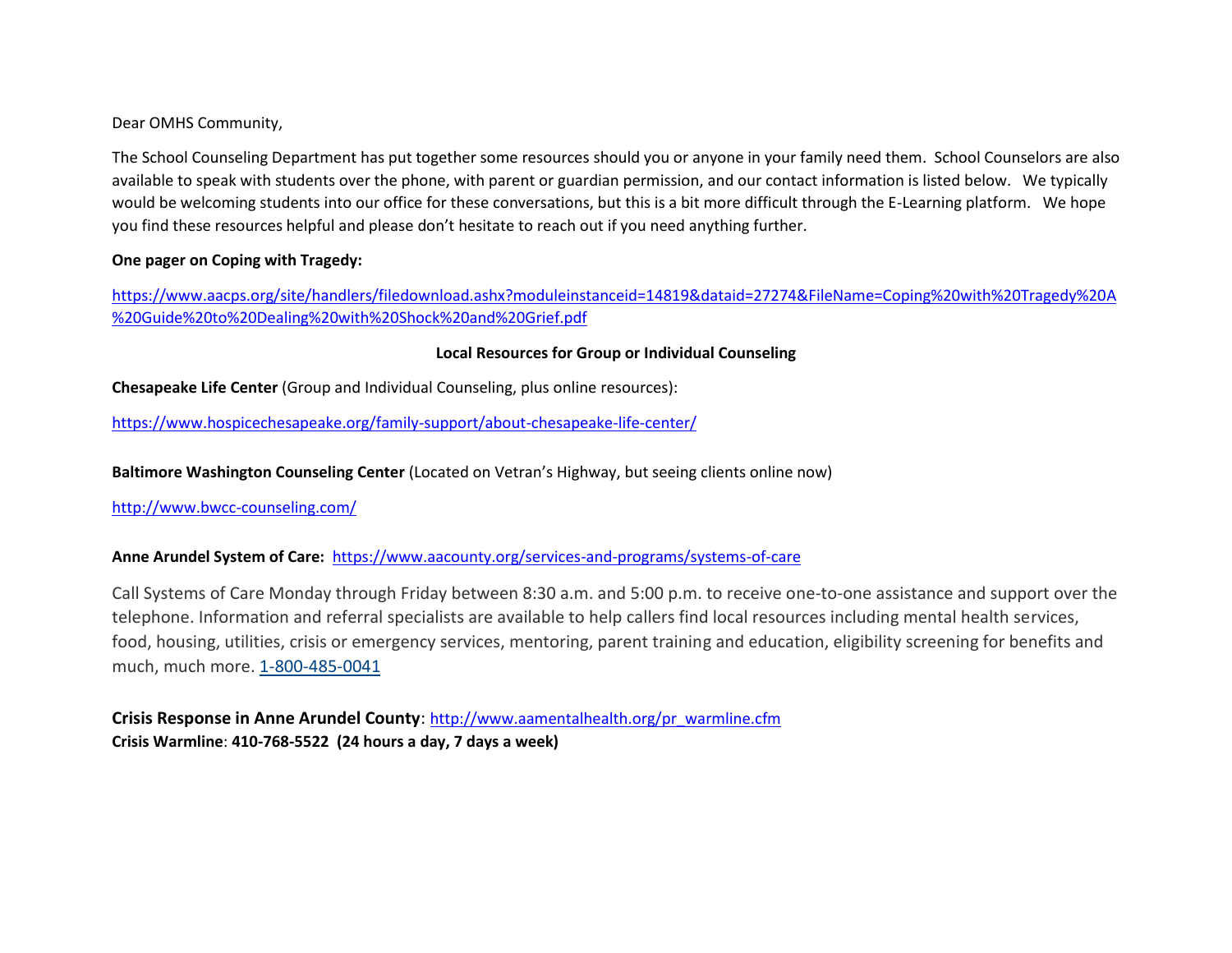Dear OMHS Community,

The School Counseling Department has put together some resources should you or anyone in your family need them. School Counselors are also available to speak with students over the phone, with parent or guardian permission, and our contact information is listed below. We typically would be welcoming students into our office for these conversations, but this is a bit more difficult through the E-Learning platform. We hope you find these resources helpful and please don't hesitate to reach out if you need anything further.

**One pager on Coping with Tragedy:**

https://www.aacps.org/site/handlers/filedownload.ashx?moduleinstanceid=14819&dataid=27274&FileName=Coping%20with%20Tragedy%20A%20Guide%20to%20Dealing%20with%20Shock%20and%20Grief.pdf

**Local Resources for Group or Individual Counseling**

**Chesapeake Life Center** (Group and Individual Counseling, plus online resources):

https://www.hospicechesapeake.org/family-support/about-chesapeake-life-center/

**Baltimore Washington Counseling Center** (Located on Vetran's Highway, but seeing clients online now)

http://www.bwcc-counseling.com/

**Anne Arundel System of Care:** https://www.aacounty.org/services-and-programs/systems-of-care

Call Systems of Care Monday through Friday between 8:30 a.m. and 5:00 p.m. to receive one-to-one assistance and support over the telephone. Information and referral specialists are available to help callers find local resources including mental health services, food, housing, utilities, crisis or emergency services, mentoring, parent training and education, eligibility screening for benefits and much, much more. 1-800-485-0041

**Crisis Response in Anne Arundel County**: http://www.aamentalhealth.org/pr_warmline.cfm
**Crisis Warmline**: **410-768-5522 (24 hours a day, 7 days a week)**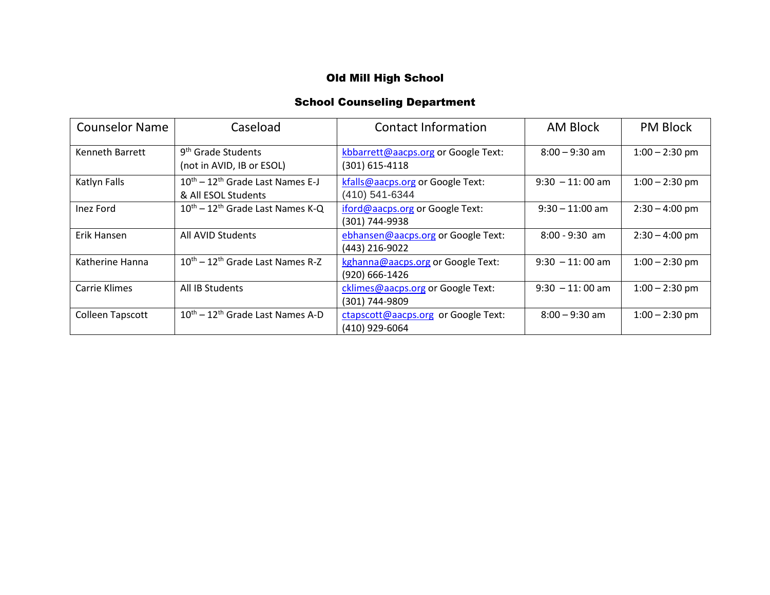# Old Mill High School

## School Counseling Department

| Counselor Name | Caseload | Contact Information | AM Block | PM Block |
|---|---|---|---|---|
| Kenneth Barrett | 9th Grade Students (not in AVID, IB or ESOL) | kbbarrett@aacps.org or Google Text: (301) 615-4118 | 8:00 – 9:30 am | 1:00 – 2:30 pm |
| Katlyn Falls | 10th – 12th Grade Last Names E-J & All ESOL Students | kfalls@aacps.org or Google Text: (410) 541-6344 | 9:30 – 11: 00 am | 1:00 – 2:30 pm |
| Inez Ford | 10th – 12th Grade Last Names K-Q | iford@aacps.org or Google Text: (301) 744-9938 | 9:30 – 11:00 am | 2:30 – 4:00 pm |
| Erik Hansen | All AVID Students | ebhansen@aacps.org or Google Text: (443) 216-9022 | 8:00 - 9:30 am | 2:30 – 4:00 pm |
| Katherine Hanna | 10th – 12th Grade Last Names R-Z | kghanna@aacps.org or Google Text: (920) 666-1426 | 9:30 – 11: 00 am | 1:00 – 2:30 pm |
| Carrie Klimes | All IB Students | cklimes@aacps.org or Google Text: (301) 744-9809 | 9:30 – 11: 00 am | 1:00 – 2:30 pm |
| Colleen Tapscott | 10th – 12th Grade Last Names A-D | ctapscott@aacps.org or Google Text: (410) 929-6064 | 8:00 – 9:30 am | 1:00 – 2:30 pm |